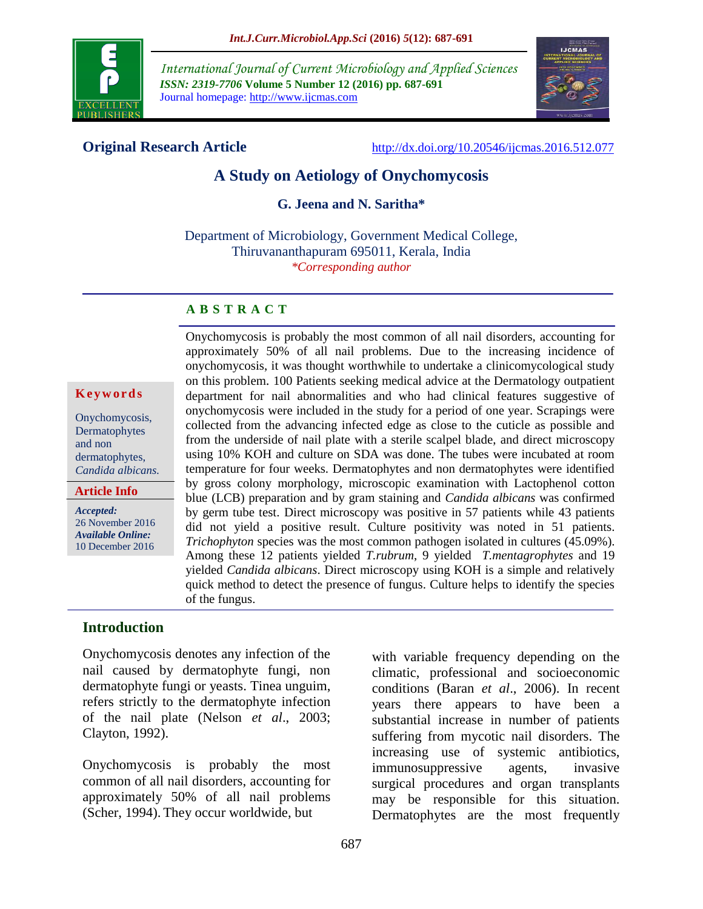**Original Research Article** http://dx.doi.org/10.20546/ijcmas.2016.512.077

# A Study on Aetiology of Onychomycosis

**G. Jeena and N. Saritha***

Department of Microbiology, Government Medical College, Thiruvananthapuram 695011, Kerala, India

*\*Corresponding author*

## A B S T R A C T

**Keywords**

Onychomycosis, Dermatophytes and non dermatophytes, *Candida albicans.*

**Article Info**

*Accepted:* 26 November 2016

*Available Online:* 10 December 2016

Onychomycosis is probably the most common of all nail disorders, accounting for approximately 50% of all nail problems. Due to the increasing incidence of onychomycosis, it was thought worthwhile to undertake a clinicomycological study on this problem. 100 Patients seeking medical advice at the Dermatology outpatient department for nail abnormalities and who had clinical features suggestive of onychomycosis were included in the study for a period of one year. Scrapings were collected from the advancing infected edge as close to the cuticle as possible and from the underside of nail plate with a sterile scalpel blade, and direct microscopy using 10% KOH and culture on SDA was done. The tubes were incubated at room temperature for four weeks. Dermatophytes and non dermatophytes were identified by gross colony morphology, microscopic examination with Lactophenol cotton blue (LCB) preparation and by gram staining and *Candida albicans* was confirmed by germ tube test. Direct microscopy was positive in 57 patients while 43 patients did not yield a positive result. Culture positivity was noted in 51 patients. *Trichophyton* species was the most common pathogen isolated in cultures (45.09%). Among these 12 patients yielded *T.rubrum*, 9 yielded *T.mentagrophytes* and 19 yielded *Candida albicans*. Direct microscopy using KOH is a simple and relatively quick method to detect the presence of fungus. Culture helps to identify the species of the fungus.

## Introduction

Onychomycosis denotes any infection of the nail caused by dermatophyte fungi, non dermatophyte fungi or yeasts. Tinea unguim, refers strictly to the dermatophyte infection of the nail plate (Nelson *et al*., 2003; Clayton, 1992).

Onychomycosis is probably the most common of all nail disorders, accounting for approximately 50% of all nail problems (Scher, 1994). They occur worldwide, but with variable frequency depending on the climatic, professional and socioeconomic conditions (Baran *et al*., 2006). In recent years there appears to have been a substantial increase in number of patients suffering from mycotic nail disorders. The increasing use of systemic antibiotics, immunosuppressive agents, invasive surgical procedures and organ transplants may be responsible for this situation. Dermatophytes are the most frequently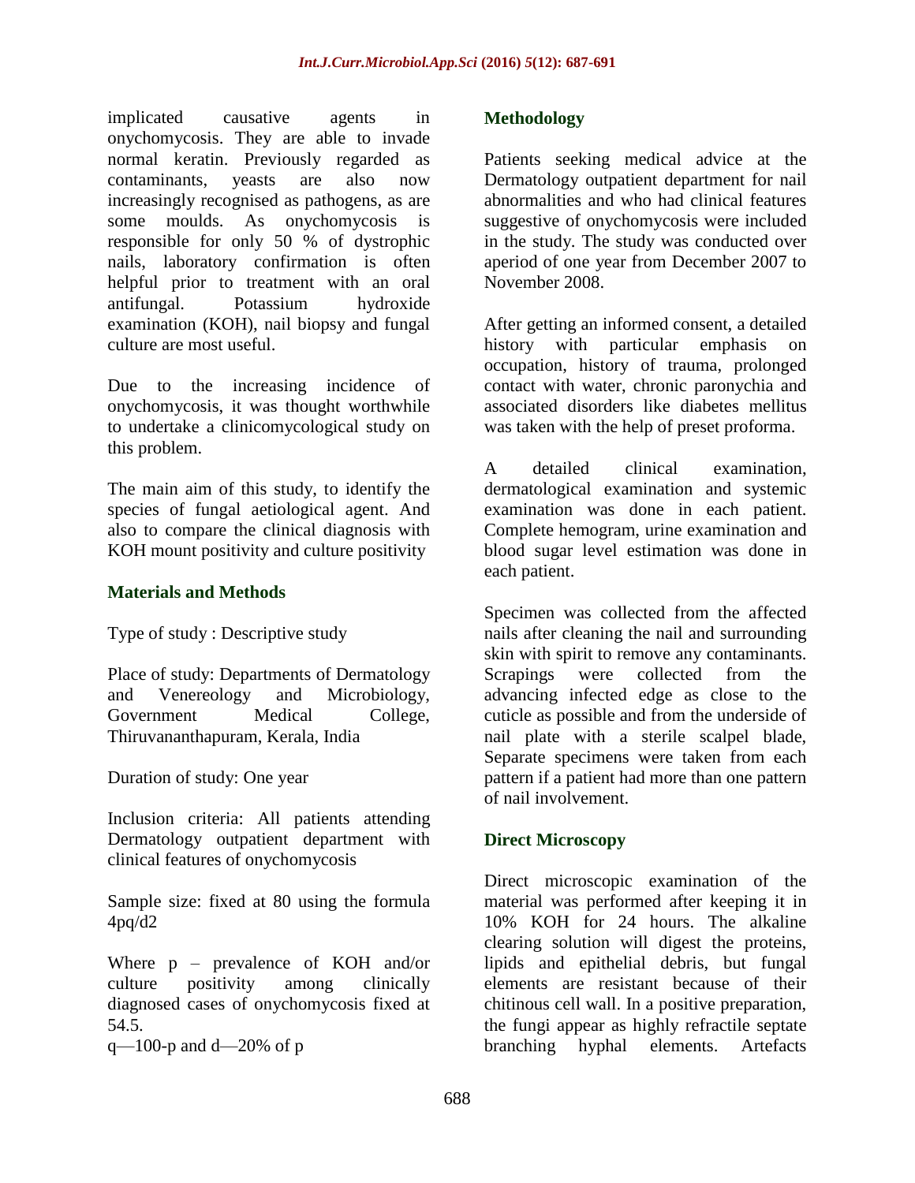implicated causative agents in onychomycosis. They are able to invade normal keratin. Previously regarded as contaminants, yeasts are also now increasingly recognised as pathogens, as are some moulds. As onychomycosis is responsible for only 50 % of dystrophic nails, laboratory confirmation is often helpful prior to treatment with an oral antifungal. Potassium hydroxide examination (KOH), nail biopsy and fungal culture are most useful.

Due to the increasing incidence of onychomycosis, it was thought worthwhile to undertake a clinicomycological study on this problem.

The main aim of this study, to identify the species of fungal aetiological agent. And also to compare the clinical diagnosis with KOH mount positivity and culture positivity

## Materials and Methods

Type of study : Descriptive study

Place of study: Departments of Dermatology and Venereology and Microbiology, Government Medical College, Thiruvananthapuram, Kerala, India

Duration of study: One year

Inclusion criteria: All patients attending Dermatology outpatient department with clinical features of onychomycosis

Sample size: fixed at 80 using the formula 4pq/d2

Where p – prevalence of KOH and/or culture positivity among clinically diagnosed cases of onychomycosis fixed at 54.5.

q—100-p and d—20% of p

## Methodology

Patients seeking medical advice at the Dermatology outpatient department for nail abnormalities and who had clinical features suggestive of onychomycosis were included in the study. The study was conducted over aperiod of one year from December 2007 to November 2008.

After getting an informed consent, a detailed history with particular emphasis on occupation, history of trauma, prolonged contact with water, chronic paronychia and associated disorders like diabetes mellitus was taken with the help of preset proforma.

A detailed clinical examination, dermatological examination and systemic examination was done in each patient. Complete hemogram, urine examination and blood sugar level estimation was done in each patient.

Specimen was collected from the affected nails after cleaning the nail and surrounding skin with spirit to remove any contaminants. Scrapings were collected from the advancing infected edge as close to the cuticle as possible and from the underside of nail plate with a sterile scalpel blade, Separate specimens were taken from each pattern if a patient had more than one pattern of nail involvement.

## Direct Microscopy

Direct microscopic examination of the material was performed after keeping it in 10% KOH for 24 hours. The alkaline clearing solution will digest the proteins, lipids and epithelial debris, but fungal elements are resistant because of their chitinous cell wall. In a positive preparation, the fungi appear as highly refractile septate branching hyphal elements. Artefacts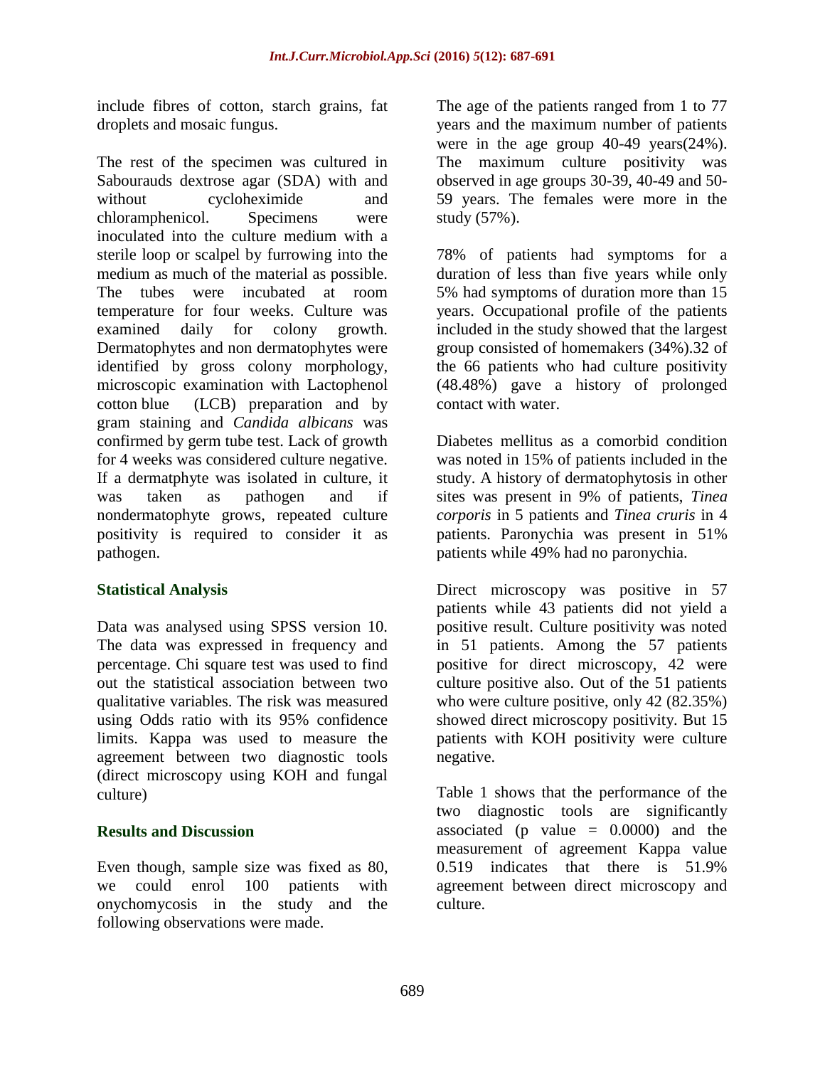include fibres of cotton, starch grains, fat droplets and mosaic fungus.

The rest of the specimen was cultured in Sabourauds dextrose agar (SDA) with and without cycloheximide and chloramphenicol. Specimens were inoculated into the culture medium with a sterile loop or scalpel by furrowing into the medium as much of the material as possible. The tubes were incubated at room temperature for four weeks. Culture was examined daily for colony growth. Dermatophytes and non dermatophytes were identified by gross colony morphology, microscopic examination with Lactophenol cotton blue (LCB) preparation and by gram staining and *Candida albicans* was confirmed by germ tube test. Lack of growth for 4 weeks was considered culture negative. If a dermatphyte was isolated in culture, it was taken as pathogen and if nondermatophyte grows, repeated culture positivity is required to consider it as pathogen.

## Statistical Analysis

Data was analysed using SPSS version 10. The data was expressed in frequency and percentage. Chi square test was used to find out the statistical association between two qualitative variables. The risk was measured using Odds ratio with its 95% confidence limits. Kappa was used to measure the agreement between two diagnostic tools (direct microscopy using KOH and fungal culture)

## Results and Discussion

Even though, sample size was fixed as 80, we could enrol 100 patients with onychomycosis in the study and the following observations were made.

The age of the patients ranged from 1 to 77 years and the maximum number of patients were in the age group 40-49 years(24%). The maximum culture positivity was observed in age groups 30-39, 40-49 and 50-59 years. The females were more in the study (57%).

78% of patients had symptoms for a duration of less than five years while only 5% had symptoms of duration more than 15 years. Occupational profile of the patients included in the study showed that the largest group consisted of homemakers (34%).32 of the 66 patients who had culture positivity (48.48%) gave a history of prolonged contact with water.

Diabetes mellitus as a comorbid condition was noted in 15% of patients included in the study. A history of dermatophytosis in other sites was present in 9% of patients, *Tinea corporis* in 5 patients and *Tinea cruris* in 4 patients. Paronychia was present in 51% patients while 49% had no paronychia.

Direct microscopy was positive in 57 patients while 43 patients did not yield a positive result. Culture positivity was noted in 51 patients. Among the 57 patients positive for direct microscopy, 42 were culture positive also. Out of the 51 patients who were culture positive, only 42 (82.35%) showed direct microscopy positivity. But 15 patients with KOH positivity were culture negative.

Table 1 shows that the performance of the two diagnostic tools are significantly associated (p value = 0.0000) and the measurement of agreement Kappa value 0.519 indicates that there is 51.9% agreement between direct microscopy and culture.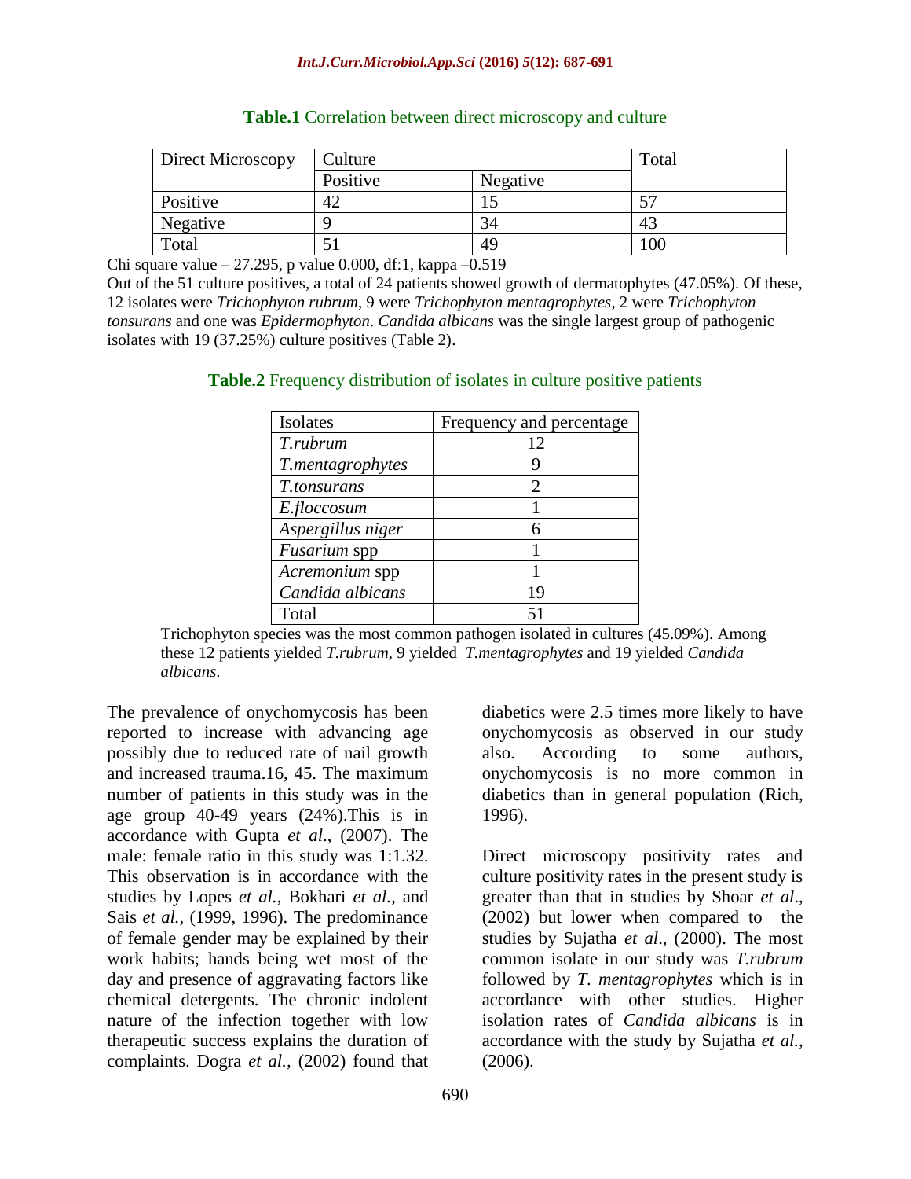**Table.1** Correlation between direct microscopy and culture

| Direct Microscopy | Culture | | Total |
|---|---|---|---|
| | Positive | Negative | |
| Positive | 42 | 15 | 57 |
| Negative | 9 | 34 | 43 |
| Total | 51 | 49 | 100 |

Chi square value – 27.295, p value 0.000, df:1, kappa –0.519

Out of the 51 culture positives, a total of 24 patients showed growth of dermatophytes (47.05%). Of these, 12 isolates were *Trichophyton rubrum*, 9 were *Trichophyton mentagrophytes*, 2 were *Trichophyton tonsurans* and one was *Epidermophyton*. *Candida albicans* was the single largest group of pathogenic isolates with 19 (37.25%) culture positives (Table 2).

**Table.2** Frequency distribution of isolates in culture positive patients

| Isolates | Frequency and percentage |
|---|---|
| *T.rubrum* | 12 |
| *T.mentagrophytes* | 9 |
| *T.tonsurans* | 2 |
| *E.floccosum* | 1 |
| *Aspergillus niger* | 6 |
| *Fusarium* spp | 1 |
| *Acremonium* spp | 1 |
| *Candida albicans* | 19 |
| Total | 51 |

Trichophyton species was the most common pathogen isolated in cultures (45.09%). Among these 12 patients yielded *T.rubrum*, 9 yielded *T.mentagrophytes* and 19 yielded *Candida albicans*.

The prevalence of onychomycosis has been reported to increase with advancing age possibly due to reduced rate of nail growth and increased trauma.16, 45. The maximum number of patients in this study was in the age group 40-49 years (24%).This is in accordance with Gupta *et al*., (2007). The male: female ratio in this study was 1:1.32. This observation is in accordance with the studies by Lopes *et al*., Bokhari *et al.,* and Sais *et al.*, (1999, 1996). The predominance of female gender may be explained by their work habits; hands being wet most of the day and presence of aggravating factors like chemical detergents. The chronic indolent nature of the infection together with low therapeutic success explains the duration of complaints. Dogra *et al.,* (2002) found that diabetics were 2.5 times more likely to have onychomycosis as observed in our study also. According to some authors, onychomycosis is no more common in diabetics than in general population (Rich, 1996).

Direct microscopy positivity rates and culture positivity rates in the present study is greater than that in studies by Shoar *et al*., (2002) but lower when compared to the studies by Sujatha *et al*., (2000). The most common isolate in our study was *T.rubrum* followed by *T. mentagrophytes* which is in accordance with other studies. Higher isolation rates of *Candida albicans* is in accordance with the study by Sujatha *et al.*, (2006).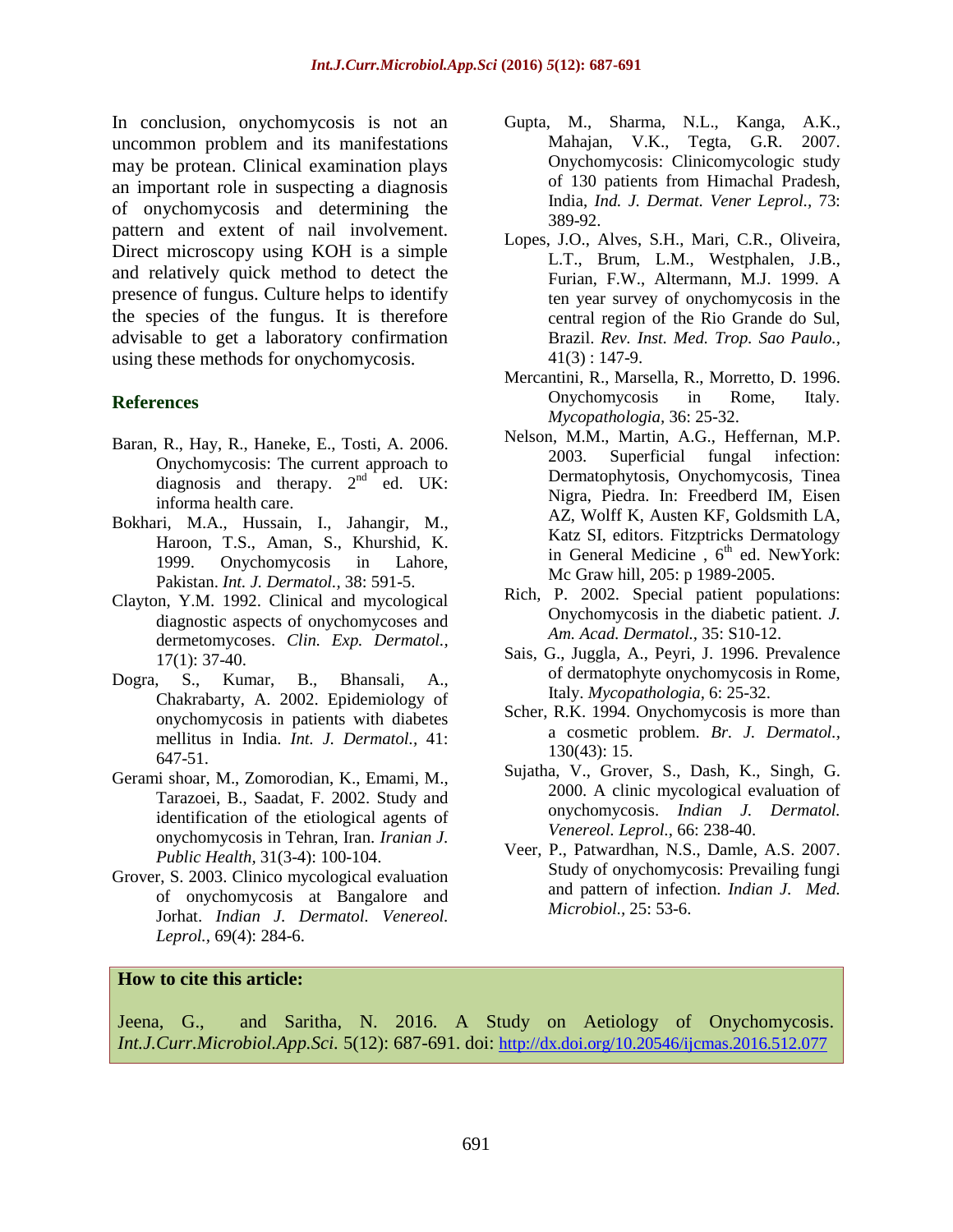In conclusion, onychomycosis is not an uncommon problem and its manifestations may be protean. Clinical examination plays an important role in suspecting a diagnosis of onychomycosis and determining the pattern and extent of nail involvement. Direct microscopy using KOH is a simple and relatively quick method to detect the presence of fungus. Culture helps to identify the species of the fungus. It is therefore advisable to get a laboratory confirmation using these methods for onychomycosis.

## References

Baran, R., Hay, R., Haneke, E., Tosti, A. 2006. Onychomycosis: The current approach to diagnosis and therapy. 2nd ed. UK: informa health care.

Bokhari, M.A., Hussain, I., Jahangir, M., Haroon, T.S., Aman, S., Khurshid, K. 1999. Onychomycosis in Lahore, Pakistan. *Int. J. Dermatol.,* 38: 591-5.

Clayton, Y.M. 1992. Clinical and mycological diagnostic aspects of onychomycoses and dermetomycoses. *Clin. Exp. Dermatol.,* 17(1): 37-40.

Dogra, S., Kumar, B., Bhansali, A., Chakrabarty, A. 2002. Epidemiology of onychomycosis in patients with diabetes mellitus in India. *Int. J. Dermatol.,* 41: 647-51.

Gerami shoar, M., Zomorodian, K., Emami, M., Tarazoei, B., Saadat, F. 2002. Study and identification of the etiological agents of onychomycosis in Tehran, Iran. *Iranian J. Public Health*, 31(3-4): 100-104.

Grover, S. 2003. Clinico mycological evaluation of onychomycosis at Bangalore and Jorhat. *Indian J. Dermatol. Venereol. Leprol.,* 69(4): 284-6.

Gupta, M., Sharma, N.L., Kanga, A.K., Mahajan, V.K., Tegta, G.R. 2007. Onychomycosis: Clinicomycologic study of 130 patients from Himachal Pradesh, India, *Ind. J. Dermat. Vener Leprol.,* 73: 389-92.

Lopes, J.O., Alves, S.H., Mari, C.R., Oliveira, L.T., Brum, L.M., Westphalen, J.B., Furian, F.W., Altermann, M.J. 1999. A ten year survey of onychomycosis in the central region of the Rio Grande do Sul, Brazil. *Rev. Inst. Med. Trop. Sao Paulo.,* 41(3) : 147-9.

Mercantini, R., Marsella, R., Morretto, D. 1996. Onychomycosis in Rome, Italy. *Mycopathologia,* 36: 25-32.

Nelson, M.M., Martin, A.G., Heffernan, M.P. 2003. Superficial fungal infection: Dermatophytosis, Onychomycosis, Tinea Nigra, Piedra. In: Freedberd IM, Eisen AZ, Wolff K, Austen KF, Goldsmith LA, Katz SI, editors. Fitzptricks Dermatology in General Medicine , 6th ed. NewYork: Mc Graw hill, 205: p 1989-2005.

Rich, P. 2002. Special patient populations: Onychomycosis in the diabetic patient. *J. Am. Acad. Dermatol.,* 35: S10-12.

Sais, G., Juggla, A., Peyri, J. 1996. Prevalence of dermatophyte onychomycosis in Rome, Italy. *Mycopathologia,* 6: 25-32.

Scher, R.K. 1994. Onychomycosis is more than a cosmetic problem. *Br. J. Dermatol.,* 130(43): 15.

Sujatha, V., Grover, S., Dash, K., Singh, G. 2000. A clinic mycological evaluation of onychomycosis. *Indian J. Dermatol. Venereol. Leprol.,* 66: 238-40.

Veer, P., Patwardhan, N.S., Damle, A.S. 2007. Study of onychomycosis: Prevailing fungi and pattern of infection. *Indian J. Med. Microbiol.,* 25: 53-6.

**How to cite this article:**

Jeena, G., and Saritha, N. 2016. A Study on Aetiology of Onychomycosis. *Int.J.Curr.Microbiol.App.Sci.* 5(12): 687-691. doi: http://dx.doi.org/10.20546/ijcmas.2016.512.077